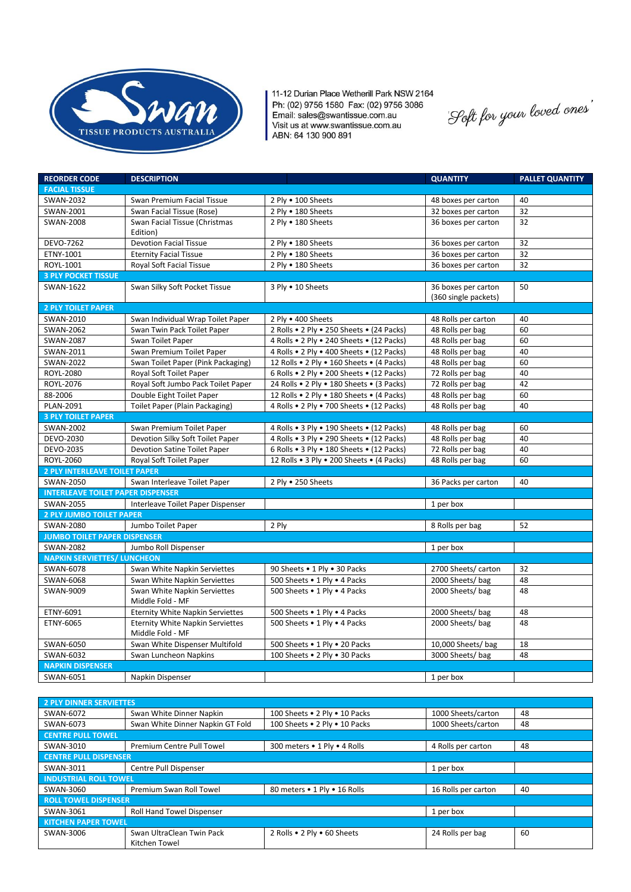Swan TISSUE PRODUCTS AUSTRALIA

11-12 Durian Place Wetherill Park NSW 2164
Ph: (02) 9756 1580 Fax: (02) 9756 3086
Email: sales@swantissue.com.au
Visit us at www.swantissue.com.au
ABN: 64 130 900 891

*Soft for your loved ones'*

| REORDER CODE | DESCRIPTION | | QUANTITY | PALLET QUANTITY |
|---|---|---|---|---|
| **FACIAL TISSUE** | | | | |
| SWAN-2032 | Swan Premium Facial Tissue | 2 Ply • 100 Sheets | 48 boxes per carton | 40 |
| SWAN-2001 | Swan Facial Tissue (Rose) | 2 Ply • 180 Sheets | 32 boxes per carton | 32 |
| SWAN-2008 | Swan Facial Tissue (Christmas Edition) | 2 Ply • 180 Sheets | 36 boxes per carton | 32 |
| DEVO-7262 | Devotion Facial Tissue | 2 Ply • 180 Sheets | 36 boxes per carton | 32 |
| ETNY-1001 | Eternity Facial Tissue | 2 Ply • 180 Sheets | 36 boxes per carton | 32 |
| ROYL-1001 | Royal Soft Facial Tissue | 2 Ply • 180 Sheets | 36 boxes per carton | 32 |
| **3 PLY POCKET TISSUE** | | | | |
| SWAN-1622 | Swan Silky Soft Pocket Tissue | 3 Ply • 10 Sheets | 36 boxes per carton (360 single packets) | 50 |
| **2 PLY TOILET PAPER** | | | | |
| SWAN-2010 | Swan Individual Wrap Toilet Paper | 2 Ply • 400 Sheets | 48 Rolls per carton | 40 |
| SWAN-2062 | Swan Twin Pack Toilet Paper | 2 Rolls • 2 Ply • 250 Sheets • (24 Packs) | 48 Rolls per bag | 60 |
| SWAN-2087 | Swan Toilet Paper | 4 Rolls • 2 Ply • 240 Sheets • (12 Packs) | 48 Rolls per bag | 60 |
| SWAN-2011 | Swan Premium Toilet Paper | 4 Rolls • 2 Ply • 400 Sheets • (12 Packs) | 48 Rolls per bag | 40 |
| SWAN-2022 | Swan Toilet Paper (Pink Packaging) | 12 Rolls • 2 Ply • 160 Sheets • (4 Packs) | 48 Rolls per bag | 60 |
| ROYL-2080 | Royal Soft Toilet Paper | 6 Rolls • 2 Ply • 200 Sheets • (12 Packs) | 72 Rolls per bag | 40 |
| ROYL-2076 | Royal Soft Jumbo Pack Toilet Paper | 24 Rolls • 2 Ply • 180 Sheets • (3 Packs) | 72 Rolls per bag | 42 |
| 88-2006 | Double Eight Toilet Paper | 12 Rolls • 2 Ply • 180 Sheets • (4 Packs) | 48 Rolls per bag | 60 |
| PLAN-2091 | Toilet Paper (Plain Packaging) | 4 Rolls • 2 Ply • 700 Sheets • (12 Packs) | 48 Rolls per bag | 40 |
| **3 PLY TOILET PAPER** | | | | |
| SWAN-2002 | Swan Premium Toilet Paper | 4 Rolls • 3 Ply • 190 Sheets • (12 Packs) | 48 Rolls per bag | 60 |
| DEVO-2030 | Devotion Silky Soft Toilet Paper | 4 Rolls • 3 Ply • 290 Sheets • (12 Packs) | 48 Rolls per bag | 40 |
| DEVO-2035 | Devotion Satine Toilet Paper | 6 Rolls • 3 Ply • 180 Sheets • (12 Packs) | 72 Rolls per bag | 40 |
| ROYL-2060 | Royal Soft Toilet Paper | 12 Rolls • 3 Ply • 200 Sheets • (4 Packs) | 48 Rolls per bag | 60 |
| **2 PLY INTERLEAVE TOILET PAPER** | | | | |
| SWAN-2050 | Swan Interleave Toilet Paper | 2 Ply • 250 Sheets | 36 Packs per carton | 40 |
| **INTERLEAVE TOILET PAPER DISPENSER** | | | | |
| SWAN-2055 | Interleave Toilet Paper Dispenser | | 1 per box | |
| **2 PLY JUMBO TOILET PAPER** | | | | |
| SWAN-2080 | Jumbo Toilet Paper | 2 Ply | 8 Rolls per bag | 52 |
| **JUMBO TOILET PAPER DISPENSER** | | | | |
| SWAN-2082 | Jumbo Roll Dispenser | | 1 per box | |
| **NAPKIN SERVIETTES/ LUNCHEON** | | | | |
| SWAN-6078 | Swan White Napkin Serviettes | 90 Sheets • 1 Ply • 30 Packs | 2700 Sheets/ carton | 32 |
| SWAN-6068 | Swan White Napkin Serviettes | 500 Sheets • 1 Ply • 4 Packs | 2000 Sheets/ bag | 48 |
| SWAN-9009 | Swan White Napkin Serviettes Middle Fold - MF | 500 Sheets • 1 Ply • 4 Packs | 2000 Sheets/ bag | 48 |
| ETNY-6091 | Eternity White Napkin Serviettes | 500 Sheets • 1 Ply • 4 Packs | 2000 Sheets/ bag | 48 |
| ETNY-6065 | Eternity White Napkin Serviettes Middle Fold - MF | 500 Sheets • 1 Ply • 4 Packs | 2000 Sheets/ bag | 48 |
| SWAN-6050 | Swan White Dispenser Multifold | 500 Sheets • 1 Ply • 20 Packs | 10,000 Sheets/ bag | 18 |
| SWAN-6032 | Swan Luncheon Napkins | 100 Sheets • 2 Ply • 30 Packs | 3000 Sheets/ bag | 48 |
| **NAPKIN DISPENSER** | | | | |
| SWAN-6051 | Napkin Dispenser | | 1 per box | |

| **2 PLY DINNER SERVIETTES** | | | | |
|---|---|---|---|---|
| SWAN-6072 | Swan White Dinner Napkin | 100 Sheets • 2 Ply • 10 Packs | 1000 Sheets/carton | 48 |
| SWAN-6073 | Swan White Dinner Napkin GT Fold | 100 Sheets • 2 Ply • 10 Packs | 1000 Sheets/carton | 48 |
| **CENTRE PULL TOWEL** | | | | |
| SWAN-3010 | Premium Centre Pull Towel | 300 meters • 1 Ply • 4 Rolls | 4 Rolls per carton | 48 |
| **CENTRE PULL DISPENSER** | | | | |
| SWAN-3011 | Centre Pull Dispenser | | 1 per box | |
| **INDUSTRIAL ROLL TOWEL** | | | | |
| SWAN-3060 | Premium Swan Roll Towel | 80 meters • 1 Ply • 16 Rolls | 16 Rolls per carton | 40 |
| **ROLL TOWEL DISPENSER** | | | | |
| SWAN-3061 | Roll Hand Towel Dispenser | | 1 per box | |
| **KITCHEN PAPER TOWEL** | | | | |
| SWAN-3006 | Swan UltraClean Twin Pack Kitchen Towel | 2 Rolls • 2 Ply • 60 Sheets | 24 Rolls per bag | 60 |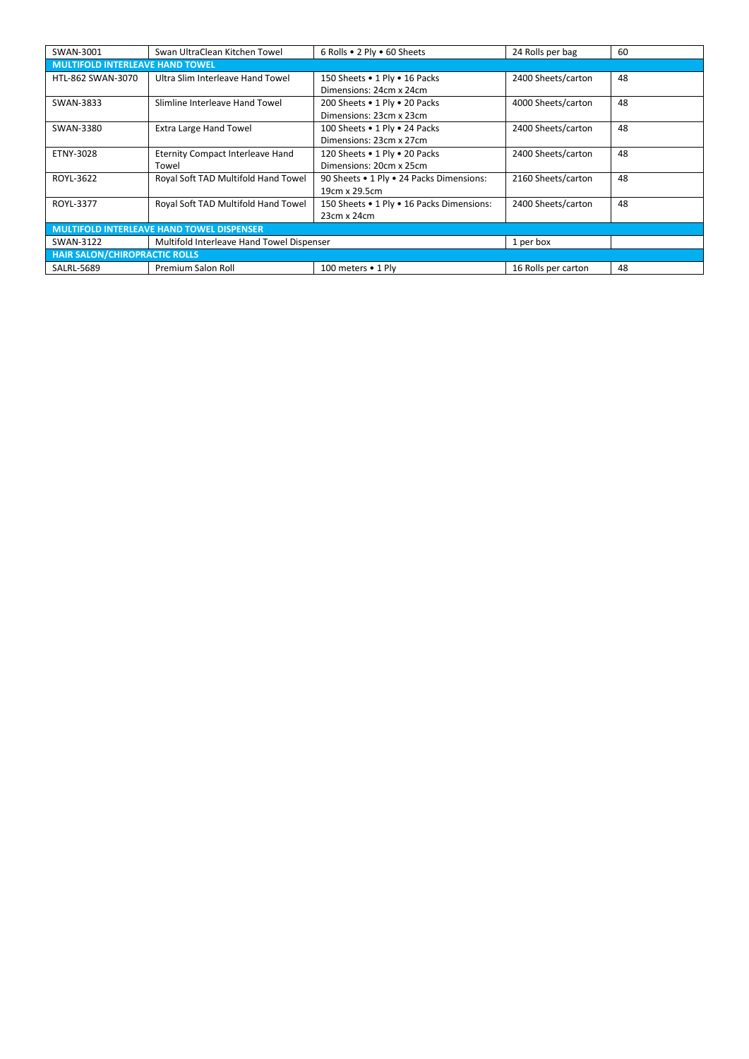| | | | | |
|---|---|---|---|---|
| SWAN-3001 | Swan UltraClean Kitchen Towel | 6 Rolls • 2 Ply • 60 Sheets | 24 Rolls per bag | 60 |
| **MULTIFOLD INTERLEAVE HAND TOWEL** | | | | |
| HTL-862 SWAN-3070 | Ultra Slim Interleave Hand Towel | 150 Sheets • 1 Ply • 16 Packs Dimensions: 24cm x 24cm | 2400 Sheets/carton | 48 |
| SWAN-3833 | Slimline Interleave Hand Towel | 200 Sheets • 1 Ply • 20 Packs Dimensions: 23cm x 23cm | 4000 Sheets/carton | 48 |
| SWAN-3380 | Extra Large Hand Towel | 100 Sheets • 1 Ply • 24 Packs Dimensions: 23cm x 27cm | 2400 Sheets/carton | 48 |
| ETNY-3028 | Eternity Compact Interleave Hand Towel | 120 Sheets • 1 Ply • 20 Packs Dimensions: 20cm x 25cm | 2400 Sheets/carton | 48 |
| ROYL-3622 | Royal Soft TAD Multifold Hand Towel | 90 Sheets • 1 Ply • 24 Packs Dimensions: 19cm x 29.5cm | 2160 Sheets/carton | 48 |
| ROYL-3377 | Royal Soft TAD Multifold Hand Towel | 150 Sheets • 1 Ply • 16 Packs Dimensions: 23cm x 24cm | 2400 Sheets/carton | 48 |
| **MULTIFOLD INTERLEAVE HAND TOWEL DISPENSER** | | | | |
| SWAN-3122 | Multifold Interleave Hand Towel Dispenser | | 1 per box | |
| **HAIR SALON/CHIROPRACTIC ROLLS** | | | | |
| SALRL-5689 | Premium Salon Roll | 100 meters • 1 Ply | 16 Rolls per carton | 48 |